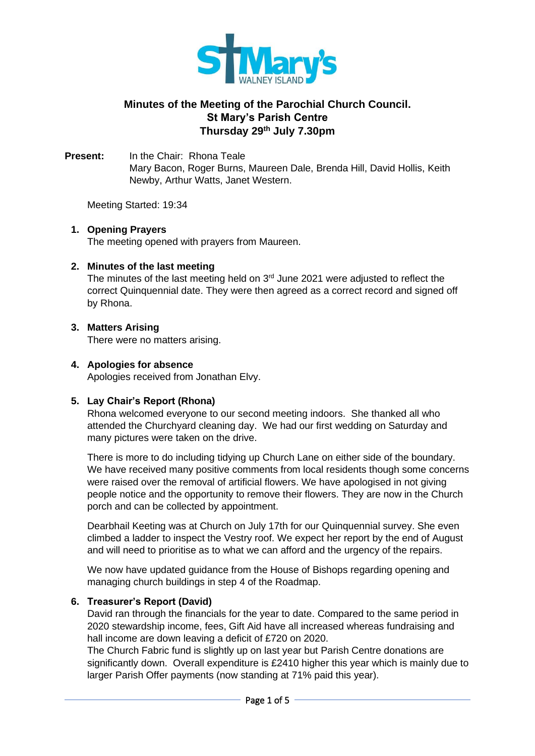# Minutes of the Meeting of the Parochial Church Council.
## St Mary's Parish Centre
## Thursday 29th July 7.30pm

**Present:** In the Chair: Rhona Teale
Mary Bacon, Roger Burns, Maureen Dale, Brenda Hill, David Hollis, Keith Newby, Arthur Watts, Janet Western.

Meeting Started: 19:34

1. **Opening Prayers**
   The meeting opened with prayers from Maureen.

2. **Minutes of the last meeting**
   The minutes of the last meeting held on 3rd June 2021 were adjusted to reflect the correct Quinquennial date. They were then agreed as a correct record and signed off by Rhona.

3. **Matters Arising**
   There were no matters arising.

4. **Apologies for absence**
   Apologies received from Jonathan Elvy.

5. **Lay Chair's Report (Rhona)**
   Rhona welcomed everyone to our second meeting indoors. She thanked all who attended the Churchyard cleaning day. We had our first wedding on Saturday and many pictures were taken on the drive.

   There is more to do including tidying up Church Lane on either side of the boundary. We have received many positive comments from local residents though some concerns were raised over the removal of artificial flowers. We have apologised in not giving people notice and the opportunity to remove their flowers. They are now in the Church porch and can be collected by appointment.

   Dearbhail Keeting was at Church on July 17th for our Quinquennial survey. She even climbed a ladder to inspect the Vestry roof. We expect her report by the end of August and will need to prioritise as to what we can afford and the urgency of the repairs.

   We now have updated guidance from the House of Bishops regarding opening and managing church buildings in step 4 of the Roadmap.

6. **Treasurer's Report (David)**
   David ran through the financials for the year to date. Compared to the same period in 2020 stewardship income, fees, Gift Aid have all increased whereas fundraising and hall income are down leaving a deficit of £720 on 2020.
   The Church Fabric fund is slightly up on last year but Parish Centre donations are significantly down. Overall expenditure is £2410 higher this year which is mainly due to larger Parish Offer payments (now standing at 71% paid this year).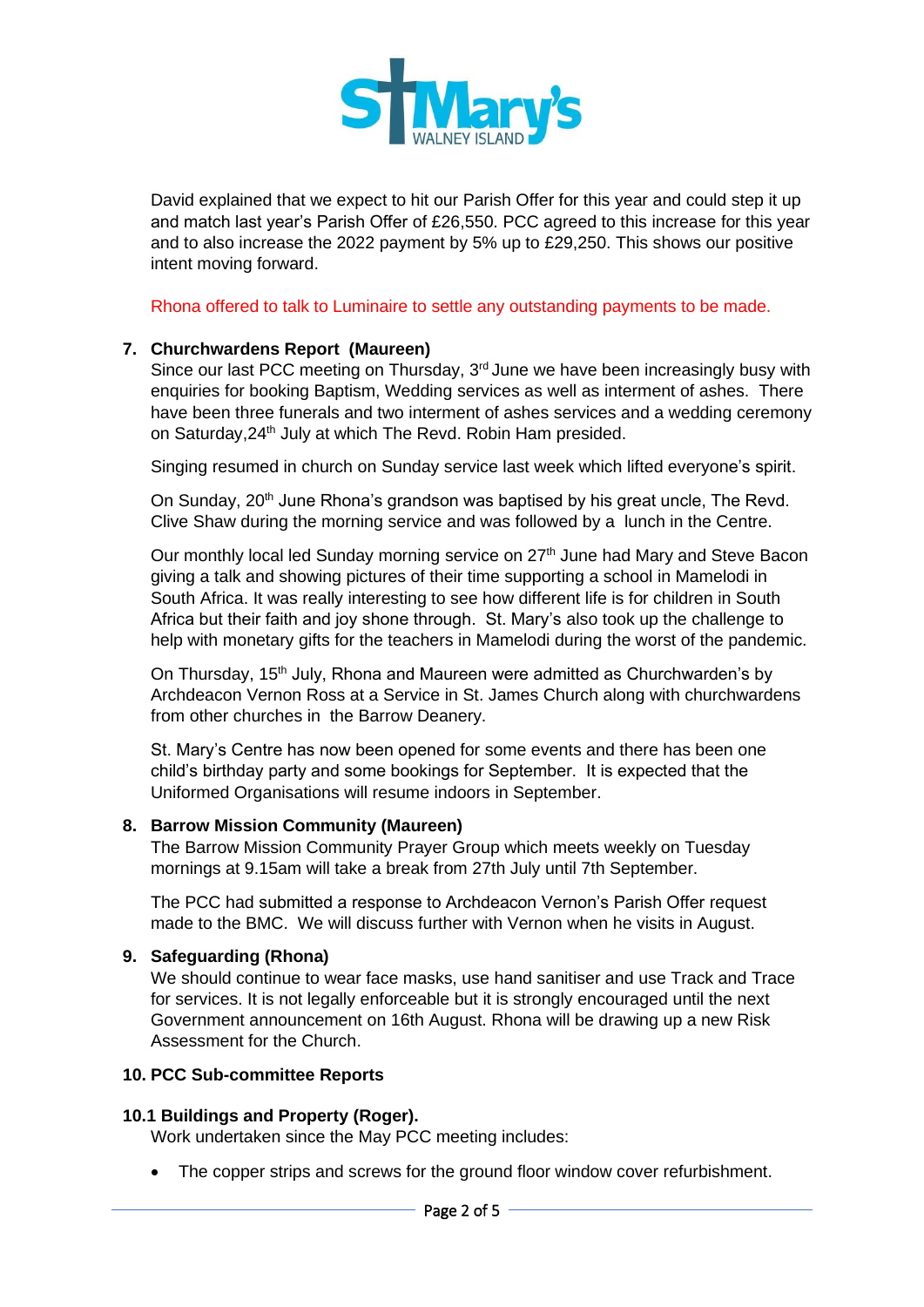David explained that we expect to hit our Parish Offer for this year and could step it up and match last year's Parish Offer of £26,550. PCC agreed to this increase for this year and to also increase the 2022 payment by 5% up to £29,250. This shows our positive intent moving forward.

Rhona offered to talk to Luminaire to settle any outstanding payments to be made.

**7. Churchwardens Report (Maureen)**

Since our last PCC meeting on Thursday, 3rd June we have been increasingly busy with enquiries for booking Baptism, Wedding services as well as interment of ashes. There have been three funerals and two interment of ashes services and a wedding ceremony on Saturday,24th July at which The Revd. Robin Ham presided.

Singing resumed in church on Sunday service last week which lifted everyone's spirit.

On Sunday, 20th June Rhona's grandson was baptised by his great uncle, The Revd. Clive Shaw during the morning service and was followed by a lunch in the Centre.

Our monthly local led Sunday morning service on 27th June had Mary and Steve Bacon giving a talk and showing pictures of their time supporting a school in Mamelodi in South Africa. It was really interesting to see how different life is for children in South Africa but their faith and joy shone through. St. Mary's also took up the challenge to help with monetary gifts for the teachers in Mamelodi during the worst of the pandemic.

On Thursday, 15th July, Rhona and Maureen were admitted as Churchwarden's by Archdeacon Vernon Ross at a Service in St. James Church along with churchwardens from other churches in the Barrow Deanery.

St. Mary's Centre has now been opened for some events and there has been one child's birthday party and some bookings for September. It is expected that the Uniformed Organisations will resume indoors in September.

**8. Barrow Mission Community (Maureen)**

The Barrow Mission Community Prayer Group which meets weekly on Tuesday mornings at 9.15am will take a break from 27th July until 7th September.

The PCC had submitted a response to Archdeacon Vernon's Parish Offer request made to the BMC. We will discuss further with Vernon when he visits in August.

**9. Safeguarding (Rhona)**

We should continue to wear face masks, use hand sanitiser and use Track and Trace for services. It is not legally enforceable but it is strongly encouraged until the next Government announcement on 16th August. Rhona will be drawing up a new Risk Assessment for the Church.

**10. PCC Sub-committee Reports**

**10.1 Buildings and Property (Roger).**

Work undertaken since the May PCC meeting includes:

- The copper strips and screws for the ground floor window cover refurbishment.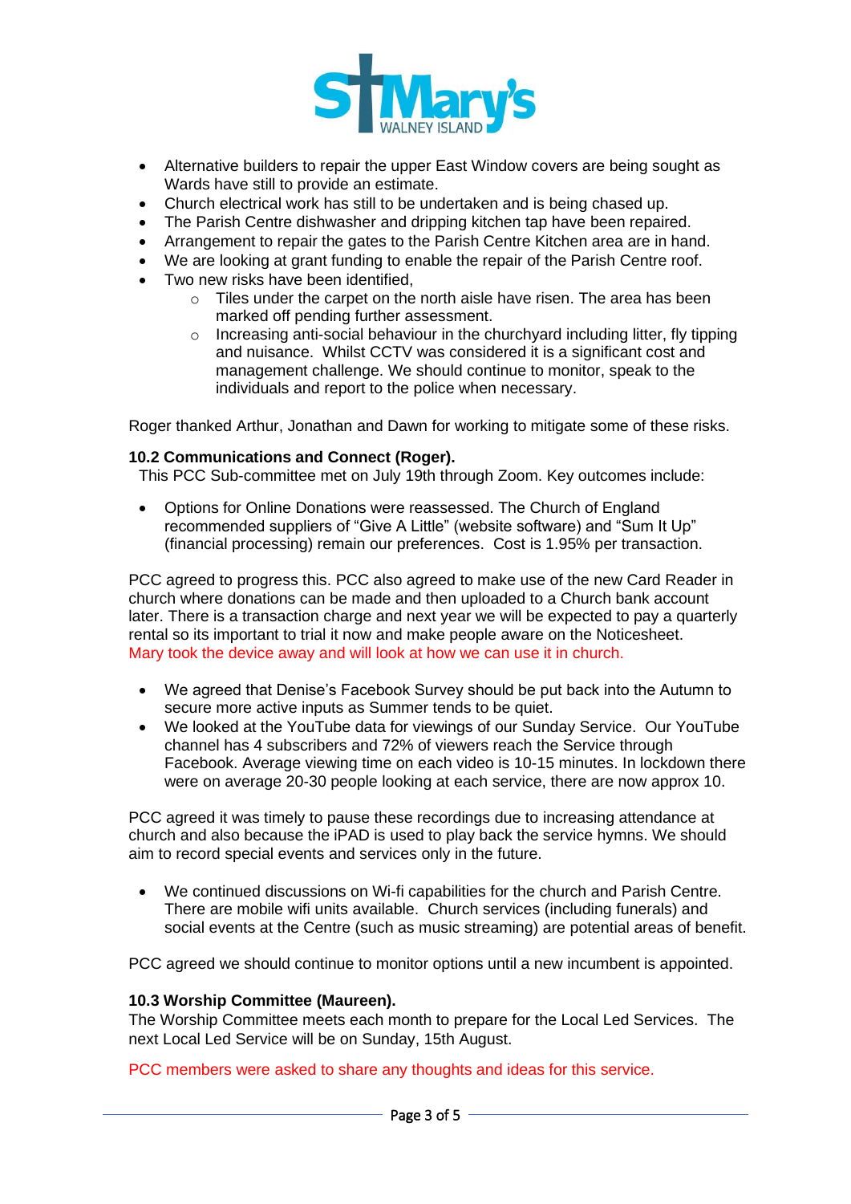- Alternative builders to repair the upper East Window covers are being sought as Wards have still to provide an estimate.
- Church electrical work has still to be undertaken and is being chased up.
- The Parish Centre dishwasher and dripping kitchen tap have been repaired.
- Arrangement to repair the gates to the Parish Centre Kitchen area are in hand.
- We are looking at grant funding to enable the repair of the Parish Centre roof.
- Two new risks have been identified,
    - Tiles under the carpet on the north aisle have risen. The area has been marked off pending further assessment.
    - Increasing anti-social behaviour in the churchyard including litter, fly tipping and nuisance. Whilst CCTV was considered it is a significant cost and management challenge. We should continue to monitor, speak to the individuals and report to the police when necessary.

Roger thanked Arthur, Jonathan and Dawn for working to mitigate some of these risks.

**10.2 Communications and Connect (Roger).**

This PCC Sub-committee met on July 19th through Zoom. Key outcomes include:

- Options for Online Donations were reassessed. The Church of England recommended suppliers of "Give A Little" (website software) and "Sum It Up" (financial processing) remain our preferences. Cost is 1.95% per transaction.

PCC agreed to progress this. PCC also agreed to make use of the new Card Reader in church where donations can be made and then uploaded to a Church bank account later. There is a transaction charge and next year we will be expected to pay a quarterly rental so its important to trial it now and make people aware on the Noticesheet. Mary took the device away and will look at how we can use it in church.

- We agreed that Denise's Facebook Survey should be put back into the Autumn to secure more active inputs as Summer tends to be quiet.
- We looked at the YouTube data for viewings of our Sunday Service. Our YouTube channel has 4 subscribers and 72% of viewers reach the Service through Facebook. Average viewing time on each video is 10-15 minutes. In lockdown there were on average 20-30 people looking at each service, there are now approx 10.

PCC agreed it was timely to pause these recordings due to increasing attendance at church and also because the iPAD is used to play back the service hymns. We should aim to record special events and services only in the future.

- We continued discussions on Wi-fi capabilities for the church and Parish Centre. There are mobile wifi units available. Church services (including funerals) and social events at the Centre (such as music streaming) are potential areas of benefit.

PCC agreed we should continue to monitor options until a new incumbent is appointed.

**10.3 Worship Committee (Maureen).**

The Worship Committee meets each month to prepare for the Local Led Services. The next Local Led Service will be on Sunday, 15th August.

PCC members were asked to share any thoughts and ideas for this service.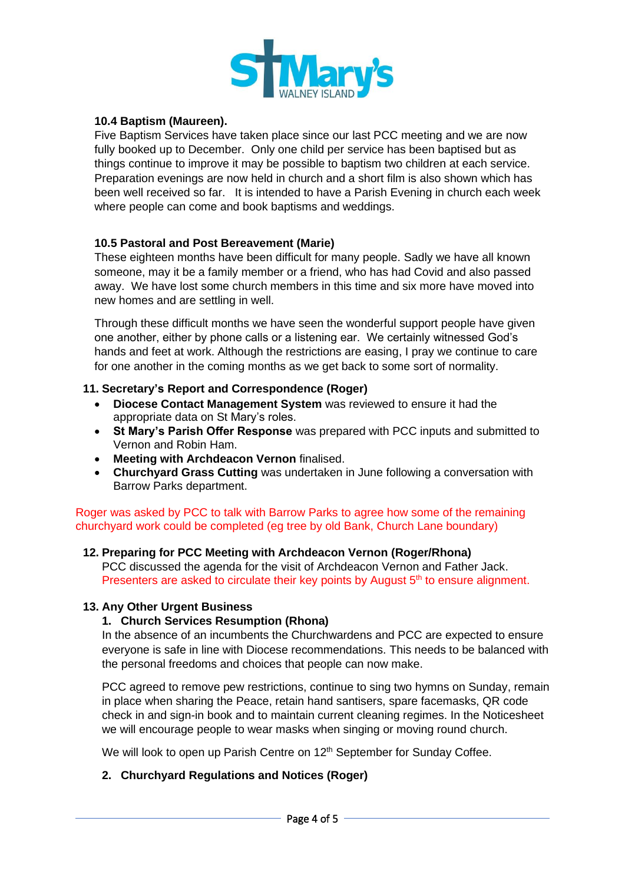**10.4 Baptism (Maureen).**

Five Baptism Services have taken place since our last PCC meeting and we are now fully booked up to December. Only one child per service has been baptised but as things continue to improve it may be possible to baptism two children at each service. Preparation evenings are now held in church and a short film is also shown which has been well received so far. It is intended to have a Parish Evening in church each week where people can come and book baptisms and weddings.

**10.5 Pastoral and Post Bereavement (Marie)**

These eighteen months have been difficult for many people. Sadly we have all known someone, may it be a family member or a friend, who has had Covid and also passed away. We have lost some church members in this time and six more have moved into new homes and are settling in well.

Through these difficult months we have seen the wonderful support people have given one another, either by phone calls or a listening ear. We certainly witnessed God's hands and feet at work. Although the restrictions are easing, I pray we continue to care for one another in the coming months as we get back to some sort of normality.

**11. Secretary's Report and Correspondence (Roger)**

- **Diocese Contact Management System** was reviewed to ensure it had the appropriate data on St Mary's roles.
- **St Mary's Parish Offer Response** was prepared with PCC inputs and submitted to Vernon and Robin Ham.
- **Meeting with Archdeacon Vernon** finalised.
- **Churchyard Grass Cutting** was undertaken in June following a conversation with Barrow Parks department.

Roger was asked by PCC to talk with Barrow Parks to agree how some of the remaining churchyard work could be completed (eg tree by old Bank, Church Lane boundary)

**12. Preparing for PCC Meeting with Archdeacon Vernon (Roger/Rhona)**

PCC discussed the agenda for the visit of Archdeacon Vernon and Father Jack. Presenters are asked to circulate their key points by August 5th to ensure alignment.

**13. Any Other Urgent Business**

**1. Church Services Resumption (Rhona)**

In the absence of an incumbents the Churchwardens and PCC are expected to ensure everyone is safe in line with Diocese recommendations. This needs to be balanced with the personal freedoms and choices that people can now make.

PCC agreed to remove pew restrictions, continue to sing two hymns on Sunday, remain in place when sharing the Peace, retain hand santisers, spare facemasks, QR code check in and sign-in book and to maintain current cleaning regimes. In the Noticesheet we will encourage people to wear masks when singing or moving round church.

We will look to open up Parish Centre on 12th September for Sunday Coffee.

**2. Churchyard Regulations and Notices (Roger)**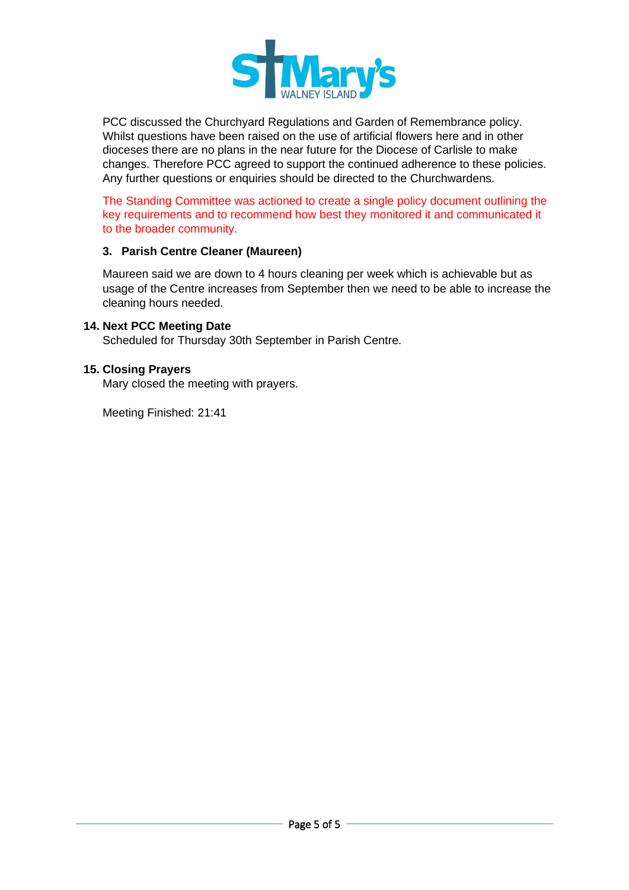PCC discussed the Churchyard Regulations and Garden of Remembrance policy. Whilst questions have been raised on the use of artificial flowers here and in other dioceses there are no plans in the near future for the Diocese of Carlisle to make changes. Therefore PCC agreed to support the continued adherence to these policies. Any further questions or enquiries should be directed to the Churchwardens.

The Standing Committee was actioned to create a single policy document outlining the key requirements and to recommend how best they monitored it and communicated it to the broader community.

**3. Parish Centre Cleaner (Maureen)**

Maureen said we are down to 4 hours cleaning per week which is achievable but as usage of the Centre increases from September then we need to be able to increase the cleaning hours needed.

**14. Next PCC Meeting Date**

Scheduled for Thursday 30th September in Parish Centre.

**15. Closing Prayers**

Mary closed the meeting with prayers.

Meeting Finished: 21:41